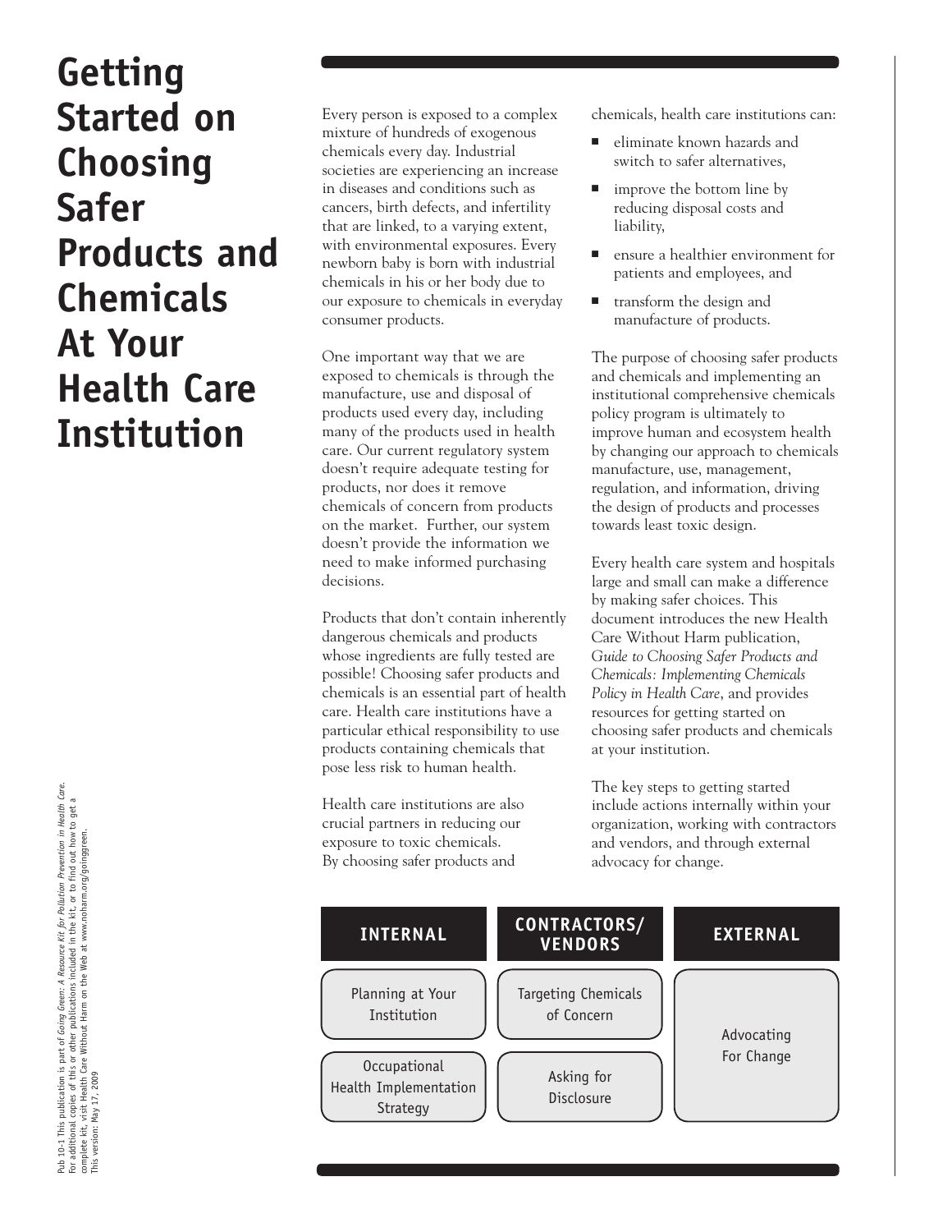# Getting Started on Choosing Safer Products and Chemicals At Your Health Care Institution

Every person is exposed to a complex mixture of hundreds of exogenous chemicals every day. Industrial societies are experiencing an increase in diseases and conditions such as cancers, birth defects, and infertility that are linked, to a varying extent, with environmental exposures. Every newborn baby is born with industrial chemicals in his or her body due to our exposure to chemicals in everyday consumer products.

One important way that we are exposed to chemicals is through the manufacture, use and disposal of products used every day, including many of the products used in health care. Our current regulatory system doesn't require adequate testing for products, nor does it remove chemicals of concern from products on the market. Further, our system doesn't provide the information we need to make informed purchasing decisions.

Products that don't contain inherently dangerous chemicals and products whose ingredients are fully tested are possible! Choosing safer products and chemicals is an essential part of health care. Health care institutions have a particular ethical responsibility to use products containing chemicals that pose less risk to human health.

Health care institutions are also crucial partners in reducing our exposure to toxic chemicals. By choosing safer products and chemicals, health care institutions can:

- eliminate known hazards and switch to safer alternatives,
- improve the bottom line by reducing disposal costs and liability,
- ensure a healthier environment for patients and employees, and
- transform the design and manufacture of products.

The purpose of choosing safer products and chemicals and implementing an institutional comprehensive chemicals policy program is ultimately to improve human and ecosystem health by changing our approach to chemicals manufacture, use, management, regulation, and information, driving the design of products and processes towards least toxic design.

Every health care system and hospitals large and small can make a difference by making safer choices. This document introduces the new Health Care Without Harm publication, *Guide to Choosing Safer Products and Chemicals: Implementing Chemicals Policy in Health Care*, and provides resources for getting started on choosing safer products and chemicals at your institution.

The key steps to getting started include actions internally within your organization, working with contractors and vendors, and through external advocacy for change.

| INTERNAL | CONTRACTORS/ VENDORS | EXTERNAL |
|---|---|---|
| Planning at Your Institution | Targeting Chemicals of Concern | Advocating For Change |
| Occupational Health Implementation Strategy | Asking for Disclosure | |

Pub 10-1 This publication is part of *Going Green: A Resource Kit for Pollution Prevention in Health Care.* For additional copies of this or other publications included in the kit, or to find out how to get a complete kit, visit Health Care Without Harm on the Web at www.noharm.org/goinggreen. This version: May 17, 2009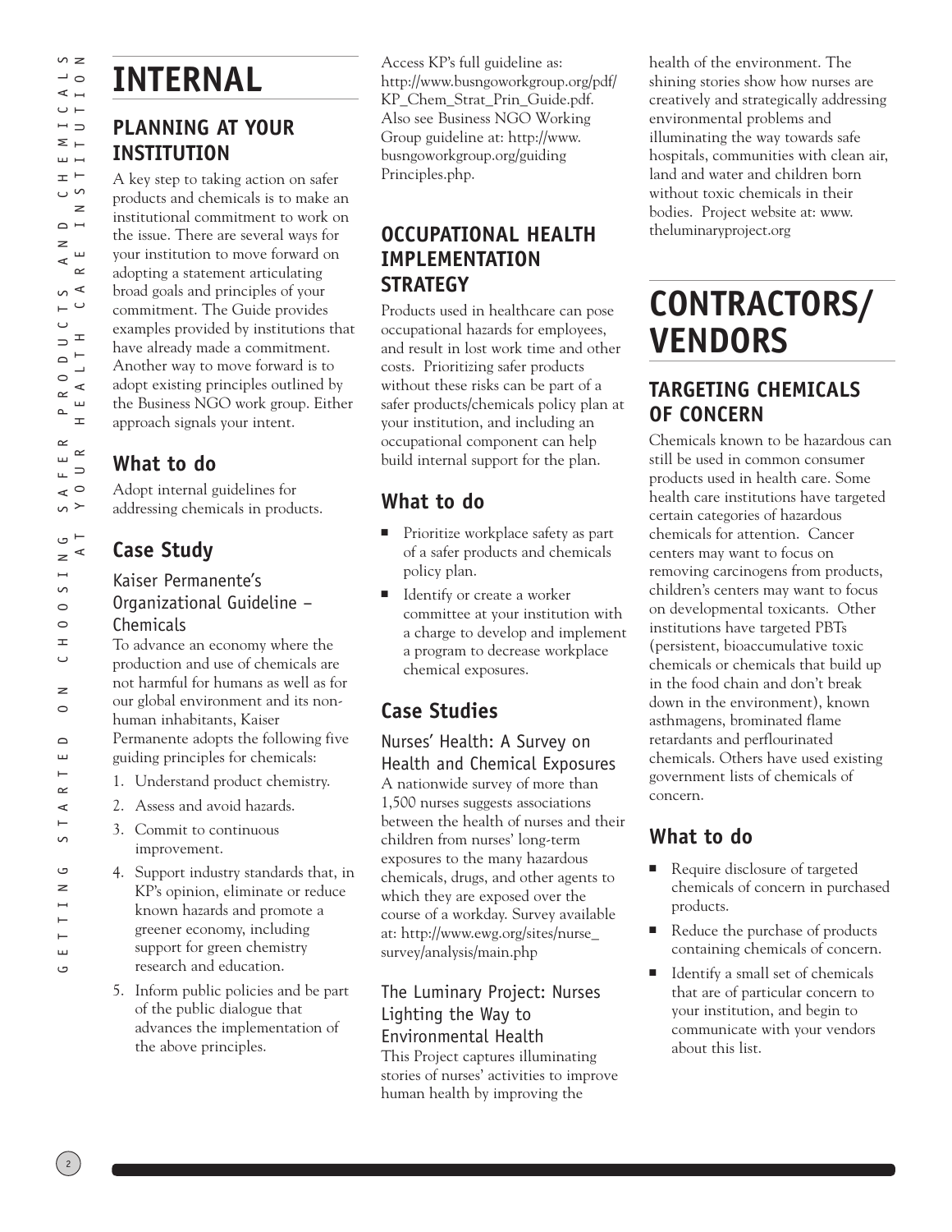# INTERNAL

## PLANNING AT YOUR INSTITUTION

A key step to taking action on safer products and chemicals is to make an institutional commitment to work on the issue. There are several ways for your institution to move forward on adopting a statement articulating broad goals and principles of your commitment. The Guide provides examples provided by institutions that have already made a commitment. Another way to move forward is to adopt existing principles outlined by the Business NGO work group. Either approach signals your intent.

### What to do

Adopt internal guidelines for addressing chemicals in products.

### Case Study

#### Kaiser Permanente's Organizational Guideline – Chemicals

To advance an economy where the production and use of chemicals are not harmful for humans as well as for our global environment and its non-human inhabitants, Kaiser Permanente adopts the following five guiding principles for chemicals:

1. Understand product chemistry.
2. Assess and avoid hazards.
3. Commit to continuous improvement.
4. Support industry standards that, in KP's opinion, eliminate or reduce known hazards and promote a greener economy, including support for green chemistry research and education.
5. Inform public policies and be part of the public dialogue that advances the implementation of the above principles.

Access KP's full guideline as: http://www.busngoworkgroup.org/pdf/KP_Chem_Strat_Prin_Guide.pdf. Also see Business NGO Working Group guideline at: http://www.busngoworkgroup.org/guidingPrinciples.php.

## OCCUPATIONAL HEALTH IMPLEMENTATION STRATEGY

Products used in healthcare can pose occupational hazards for employees, and result in lost work time and other costs. Prioritizing safer products without these risks can be part of a safer products/chemicals policy plan at your institution, and including an occupational component can help build internal support for the plan.

### What to do

- Prioritize workplace safety as part of a safer products and chemicals policy plan.
- Identify or create a worker committee at your institution with a charge to develop and implement a program to decrease workplace chemical exposures.

### Case Studies

#### Nurses' Health: A Survey on Health and Chemical Exposures

A nationwide survey of more than 1,500 nurses suggests associations between the health of nurses and their children from nurses' long-term exposures to the many hazardous chemicals, drugs, and other agents to which they are exposed over the course of a workday. Survey available at: http://www.ewg.org/sites/nurse_survey/analysis/main.php

#### The Luminary Project: Nurses Lighting the Way to Environmental Health

This Project captures illuminating stories of nurses' activities to improve human health by improving the health of the environment. The shining stories show how nurses are creatively and strategically addressing environmental problems and illuminating the way towards safe hospitals, communities with clean air, land and water and children born without toxic chemicals in their bodies. Project website at: www.theluminaryproject.org

# CONTRACTORS/ VENDORS

## TARGETING CHEMICALS OF CONCERN

Chemicals known to be hazardous can still be used in common consumer products used in health care. Some health care institutions have targeted certain categories of hazardous chemicals for attention. Cancer centers may want to focus on removing carcinogens from products, children's centers may want to focus on developmental toxicants. Other institutions have targeted PBTs (persistent, bioaccumulative toxic chemicals or chemicals that build up in the food chain and don't break down in the environment), known asthmagens, brominated flame retardants and perflourinated chemicals. Others have used existing government lists of chemicals of concern.

### What to do

- Require disclosure of targeted chemicals of concern in purchased products.
- Reduce the purchase of products containing chemicals of concern.
- Identify a small set of chemicals that are of particular concern to your institution, and begin to communicate with your vendors about this list.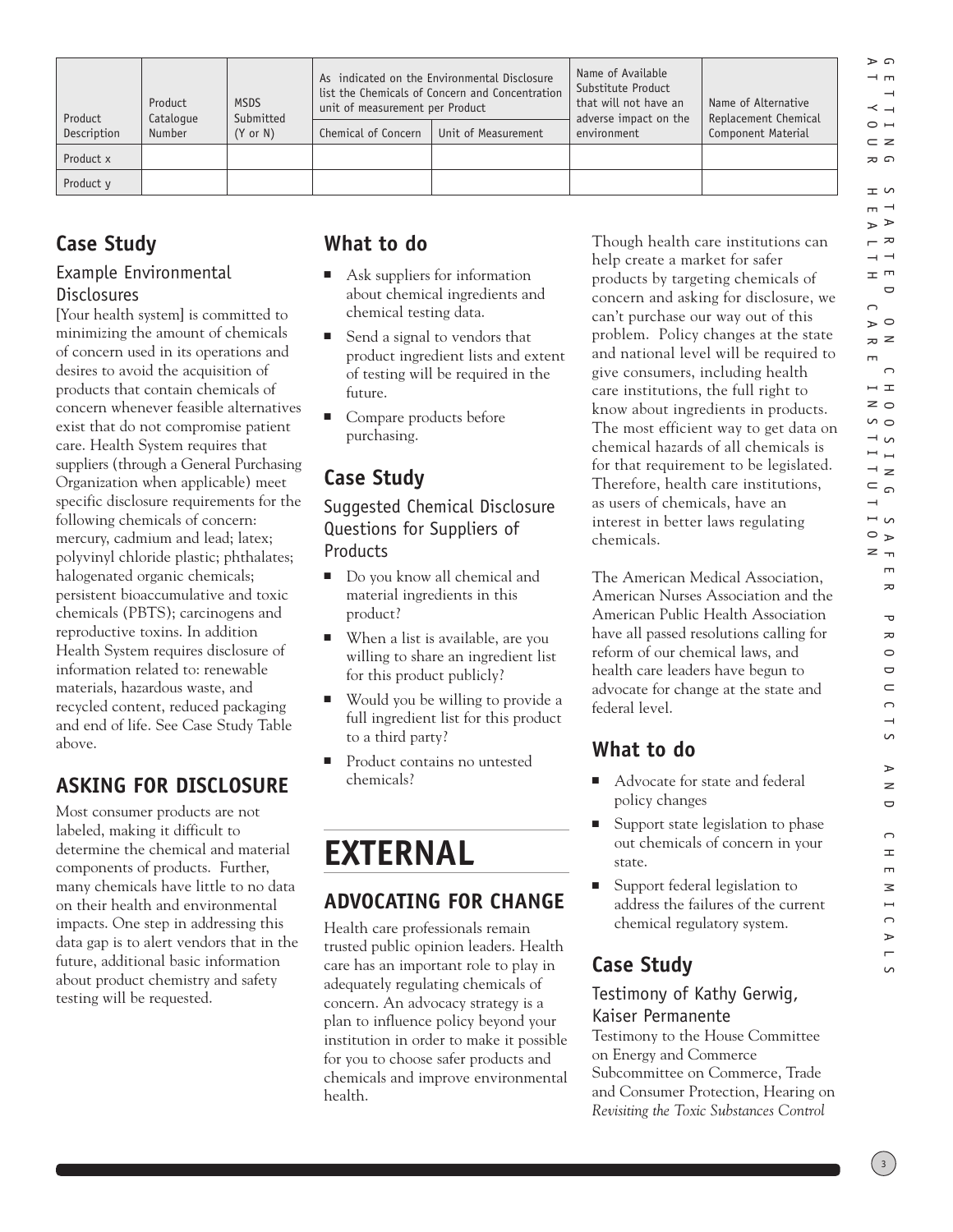| Product Description | Product Catalogue Number | MSDS Submitted (Y or N) | As indicated on the Environmental Disclosure list the Chemicals of Concern and Concentration unit of measurement per Product | | Name of Available Substitute Product that will not have an adverse impact on the environment | Name of Alternative Replacement Chemical Component Material |
|---|---|---|---|---|---|---|
| | | | Chemical of Concern | Unit of Measurement | | |
| Product x | | | | | | |
| Product y | | | | | | |

## Case Study

### Example Environmental Disclosures

[Your health system] is committed to minimizing the amount of chemicals of concern used in its operations and desires to avoid the acquisition of products that contain chemicals of concern whenever feasible alternatives exist that do not compromise patient care. Health System requires that suppliers (through a General Purchasing Organization when applicable) meet specific disclosure requirements for the following chemicals of concern: mercury, cadmium and lead; latex; polyvinyl chloride plastic; phthalates; halogenated organic chemicals; persistent bioaccumulative and toxic chemicals (PBTS); carcinogens and reproductive toxins. In addition Health System requires disclosure of information related to: renewable materials, hazardous waste, and recycled content, reduced packaging and end of life. See Case Study Table above.

## ASKING FOR DISCLOSURE

Most consumer products are not labeled, making it difficult to determine the chemical and material components of products. Further, many chemicals have little to no data on their health and environmental impacts. One step in addressing this data gap is to alert vendors that in the future, additional basic information about product chemistry and safety testing will be requested.

## What to do

- Ask suppliers for information about chemical ingredients and chemical testing data.
- Send a signal to vendors that product ingredient lists and extent of testing will be required in the future.
- Compare products before purchasing.

## Case Study

### Suggested Chemical Disclosure Questions for Suppliers of Products

- Do you know all chemical and material ingredients in this product?
- When a list is available, are you willing to share an ingredient list for this product publicly?
- Would you be willing to provide a full ingredient list for this product to a third party?
- Product contains no untested chemicals?

# EXTERNAL

## ADVOCATING FOR CHANGE

Health care professionals remain trusted public opinion leaders. Health care has an important role to play in adequately regulating chemicals of concern. An advocacy strategy is a plan to influence policy beyond your institution in order to make it possible for you to choose safer products and chemicals and improve environmental health.

Though health care institutions can help create a market for safer products by targeting chemicals of concern and asking for disclosure, we can't purchase our way out of this problem. Policy changes at the state and national level will be required to give consumers, including health care institutions, the full right to know about ingredients in products. The most efficient way to get data on chemical hazards of all chemicals is for that requirement to be legislated. Therefore, health care institutions, as users of chemicals, have an interest in better laws regulating chemicals.

The American Medical Association, American Nurses Association and the American Public Health Association have all passed resolutions calling for reform of our chemical laws, and health care leaders have begun to advocate for change at the state and federal level.

## What to do

- Advocate for state and federal policy changes
- Support state legislation to phase out chemicals of concern in your state.
- Support federal legislation to address the failures of the current chemical regulatory system.

## Case Study

### Testimony of Kathy Gerwig, Kaiser Permanente

Testimony to the House Committee on Energy and Commerce Subcommittee on Commerce, Trade and Consumer Protection, Hearing on *Revisiting the Toxic Substances Control*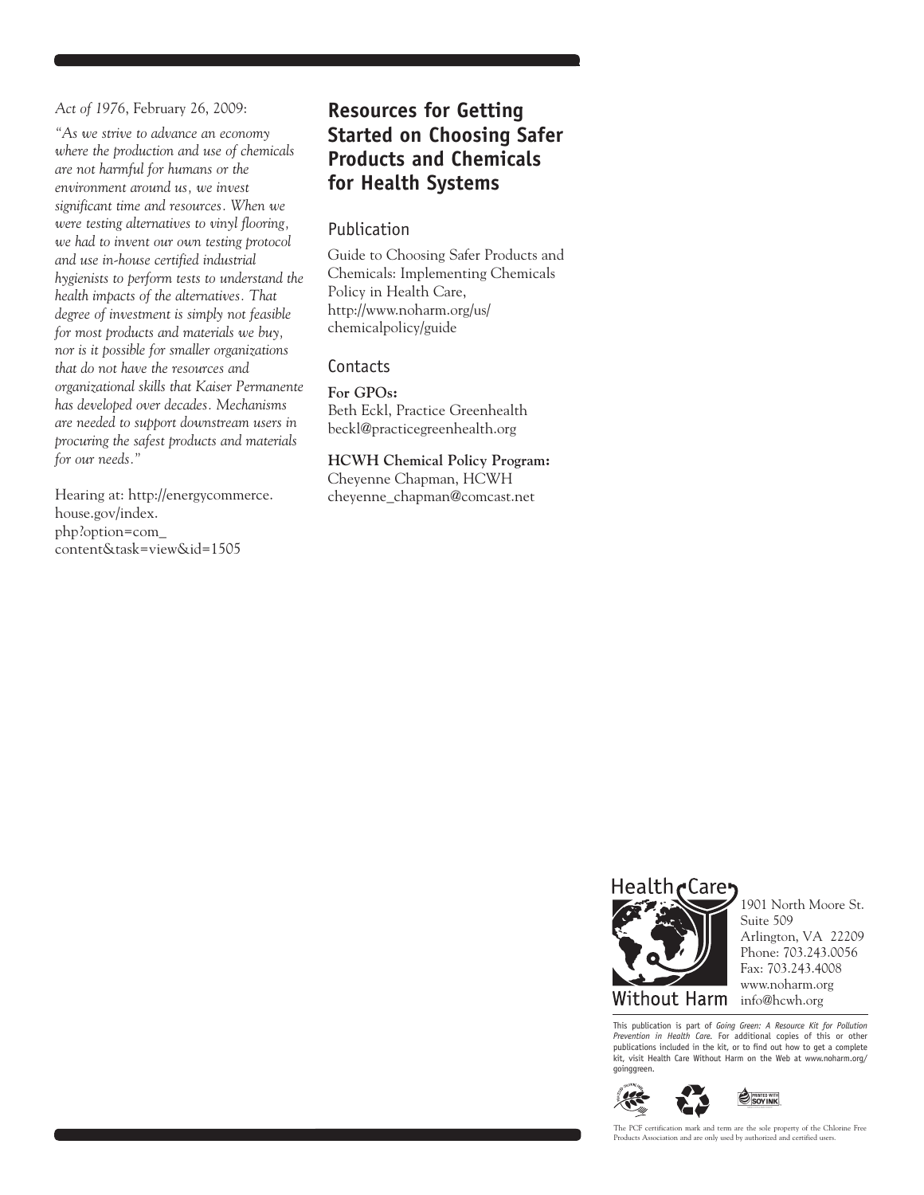*Act of 1976*, February 26, 2009:

*"As we strive to advance an economy where the production and use of chemicals are not harmful for humans or the environment around us, we invest significant time and resources. When we were testing alternatives to vinyl flooring, we had to invent our own testing protocol and use in-house certified industrial hygienists to perform tests to understand the health impacts of the alternatives. That degree of investment is simply not feasible for most products and materials we buy, nor is it possible for smaller organizations that do not have the resources and organizational skills that Kaiser Permanente has developed over decades. Mechanisms are needed to support downstream users in procuring the safest products and materials for our needs."*

Hearing at: http://energycommerce.house.gov/index.php?option=com_content&task=view&id=1505

## Resources for Getting Started on Choosing Safer Products and Chemicals for Health Systems

### Publication

Guide to Choosing Safer Products and Chemicals: Implementing Chemicals Policy in Health Care, http://www.noharm.org/us/chemicalpolicy/guide

### Contacts

**For GPOs:**
Beth Eckl, Practice Greenhealth
beckl@practicegreenhealth.org

**HCWH Chemical Policy Program:**
Cheyenne Chapman, HCWH
cheyenne_chapman@comcast.net

Health Care Without Harm

1901 North Moore St.
Suite 509
Arlington, VA 22209
Phone: 703.243.0056
Fax: 703.243.4008
www.noharm.org
info@hcwh.org

This publication is part of *Going Green: A Resource Kit for Pollution Prevention in Health Care*. For additional copies of this or other publications included in the kit, or to find out how to get a complete kit, visit Health Care Without Harm on the Web at www.noharm.org/goinggreen.

The PCF certification mark and term are the sole property of the Chlorine Free Products Association and are only used by authorized and certified users.